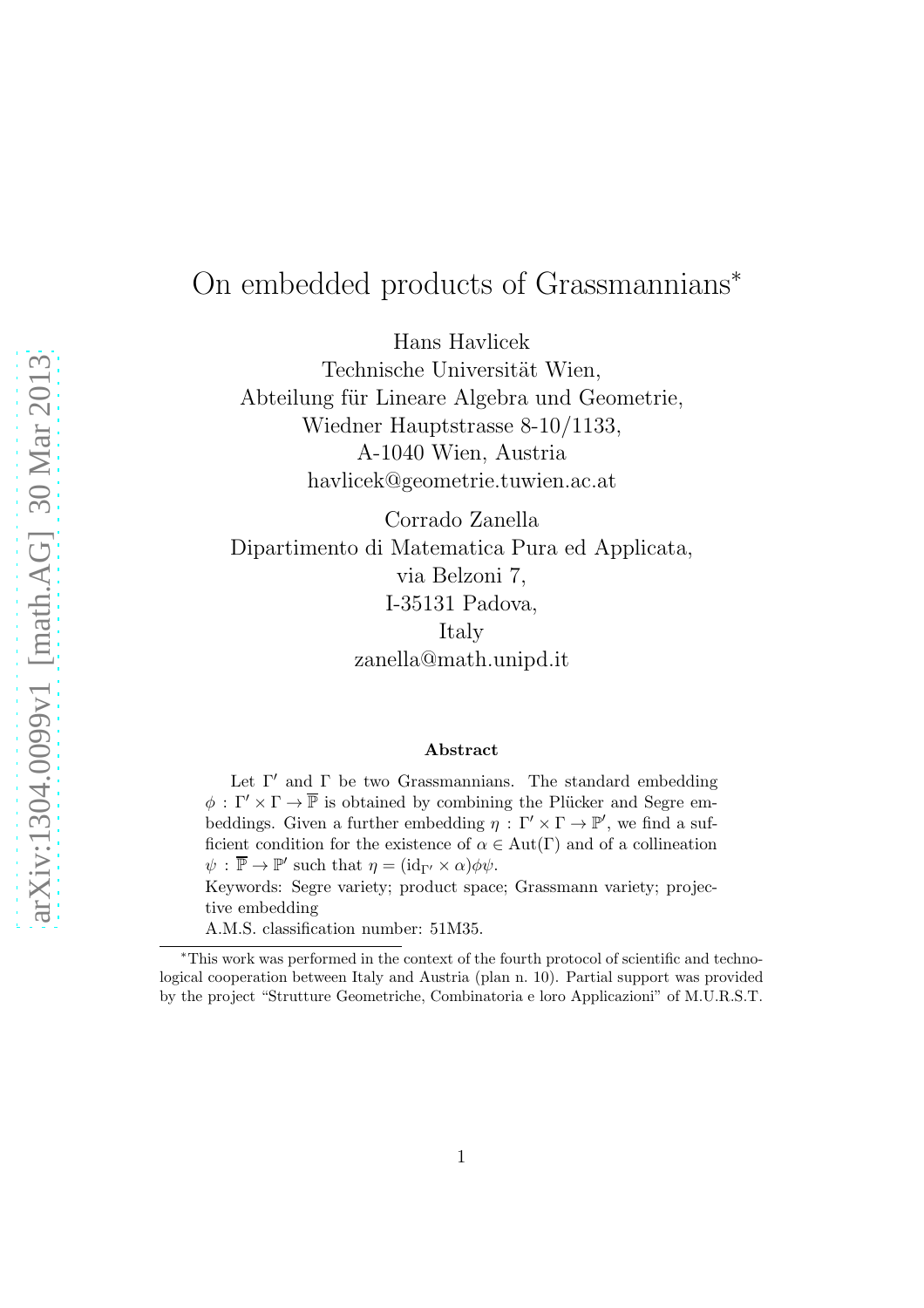# On embedded products of Grassmannians*

Hans Havlicek
Technische Universität Wien,
Abteilung für Lineare Algebra und Geometrie,
Wiedner Hauptstrasse 8-10/1133,
A-1040 Wien, Austria
havlicek@geometrie.tuwien.ac.at

Corrado Zanella
Dipartimento di Matematica Pura ed Applicata,
via Belzoni 7,
I-35131 Padova,
Italy
zanella@math.unipd.it

### Abstract

Let $\Gamma'$ and $\Gamma$ be two Grassmannians. The standard embedding $\phi : \Gamma' \times \Gamma \to \overline{\mathbb{P}}$ is obtained by combining the Plücker and Segre embeddings. Given a further embedding $\eta : \Gamma' \times \Gamma \to \mathbb{P}'$, we find a sufficient condition for the existence of $\alpha \in \mathrm{Aut}(\Gamma)$ and of a collineation $\psi : \overline{\mathbb{P}} \to \mathbb{P}'$ such that $\eta = (\mathrm{id}_{\Gamma'} \times \alpha)\phi\psi$.

Keywords: Segre variety; product space; Grassmann variety; projective embedding

A.M.S. classification number: 51M35.

---

*This work was performed in the context of the fourth protocol of scientific and technological cooperation between Italy and Austria (plan n. 10). Partial support was provided by the project "Strutture Geometriche, Combinatoria e loro Applicazioni" of M.U.R.S.T.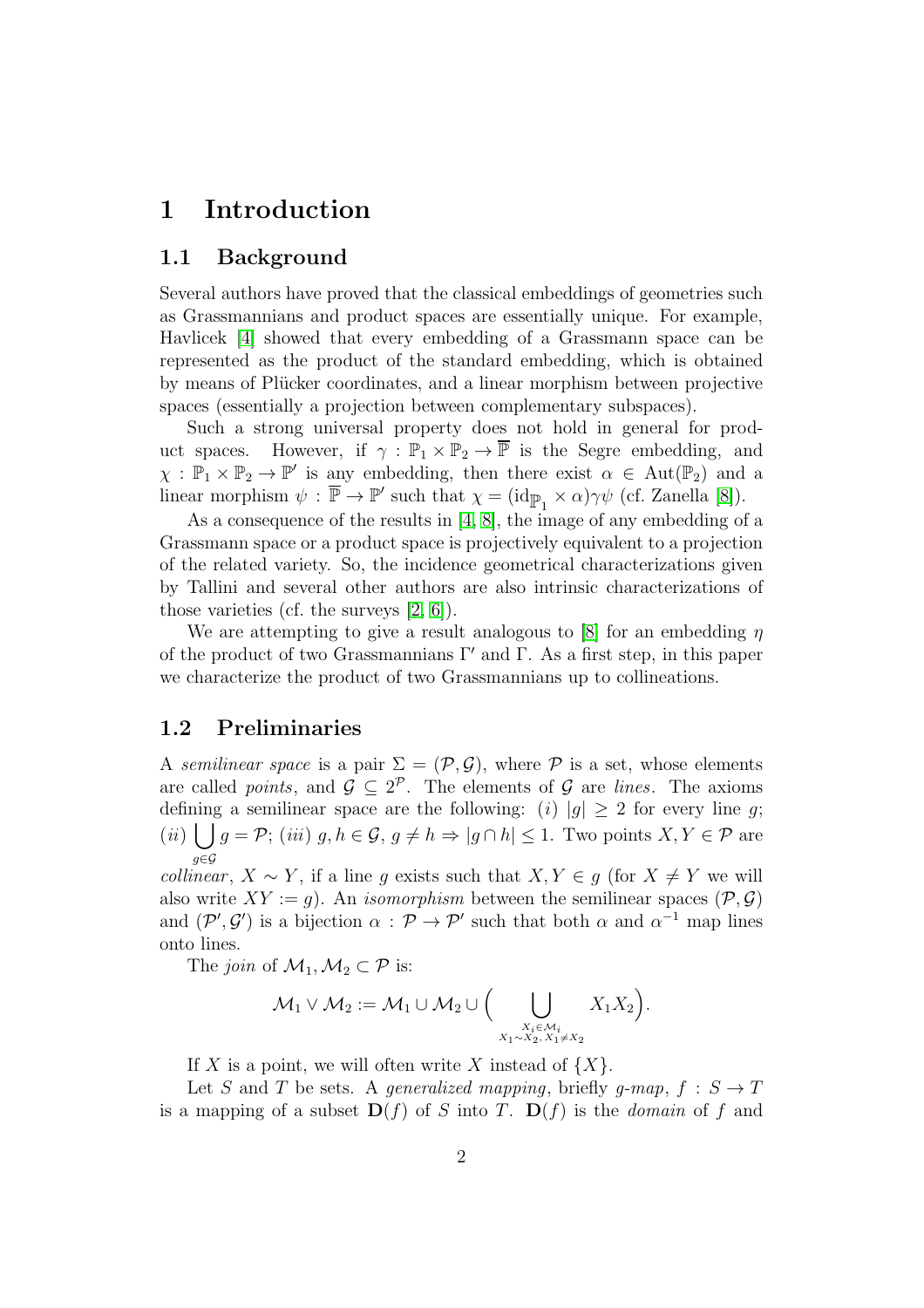# 1 Introduction

## 1.1 Background

Several authors have proved that the classical embeddings of geometries such as Grassmannians and product spaces are essentially unique. For example, Havlicek [4] showed that every embedding of a Grassmann space can be represented as the product of the standard embedding, which is obtained by means of Plücker coordinates, and a linear morphism between projective spaces (essentially a projection between complementary subspaces).

Such a strong universal property does not hold in general for product spaces. However, if $\gamma : \mathbb{P}_1 \times \mathbb{P}_2 \to \overline{\mathbb{P}}$ is the Segre embedding, and $\chi : \mathbb{P}_1 \times \mathbb{P}_2 \to \mathbb{P}'$ is any embedding, then there exist $\alpha \in \mathrm{Aut}(\mathbb{P}_2)$ and a linear morphism $\psi : \overline{\mathbb{P}} \to \mathbb{P}'$ such that $\chi = (\mathrm{id}_{\mathbb{P}_1} \times \alpha)\gamma\psi$ (cf. Zanella [8]).

As a consequence of the results in [4, 8], the image of any embedding of a Grassmann space or a product space is projectively equivalent to a projection of the related variety. So, the incidence geometrical characterizations given by Tallini and several other authors are also intrinsic characterizations of those varieties (cf. the surveys [2, 6]).

We are attempting to give a result analogous to [8] for an embedding $\eta$ of the product of two Grassmannians $\Gamma'$ and $\Gamma$. As a first step, in this paper we characterize the product of two Grassmannians up to collineations.

## 1.2 Preliminaries

A *semilinear space* is a pair $\Sigma = (\mathcal{P}, \mathcal{G})$, where $\mathcal{P}$ is a set, whose elements are called *points*, and $\mathcal{G} \subseteq 2^{\mathcal{P}}$. The elements of $\mathcal{G}$ are *lines*. The axioms defining a semilinear space are the following: $(i)$ $|g| \geq 2$ for every line $g$; $(ii)$ $\bigcup_{g \in \mathcal{G}} g = \mathcal{P}$; $(iii)$ $g, h \in \mathcal{G}$, $g \neq h \Rightarrow |g \cap h| \leq 1$. Two points $X, Y \in \mathcal{P}$ are *collinear*, $X \sim Y$, if a line $g$ exists such that $X, Y \in g$ (for $X \neq Y$ we will also write $XY := g$). An *isomorphism* between the semilinear spaces $(\mathcal{P}, \mathcal{G})$ and $(\mathcal{P}', \mathcal{G}')$ is a bijection $\alpha : \mathcal{P} \to \mathcal{P}'$ such that both $\alpha$ and $\alpha^{-1}$ map lines onto lines.

The *join* of $\mathcal{M}_1, \mathcal{M}_2 \subset \mathcal{P}$ is:

$$\mathcal{M}_1 \vee \mathcal{M}_2 := \mathcal{M}_1 \cup \mathcal{M}_2 \cup \Big( \bigcup_{\substack{X_i \in \mathcal{M}_i \\ X_1 \sim X_2,\, X_1 \neq X_2}} X_1 X_2 \Big).$$

If $X$ is a point, we will often write $X$ instead of $\{X\}$.

Let $S$ and $T$ be sets. A *generalized mapping*, briefly *g-map*, $f : S \to T$ is a mapping of a subset $\mathbf{D}(f)$ of $S$ into $T$. $\mathbf{D}(f)$ is the *domain* of $f$ and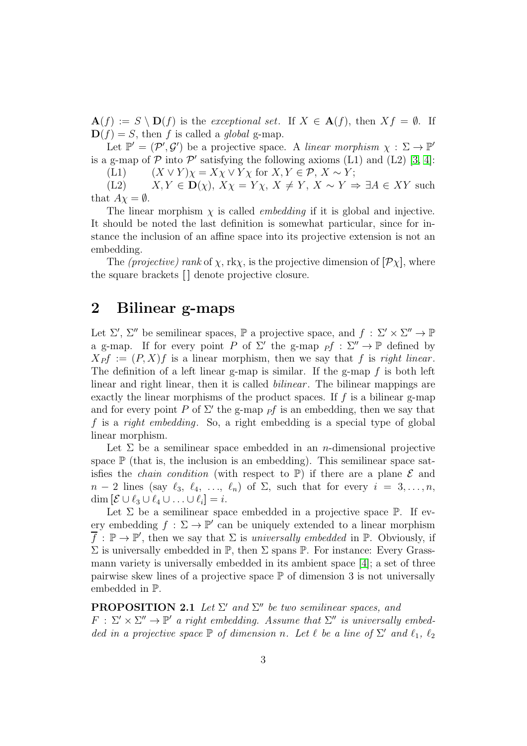$\mathbf{A}(f) := S \setminus \mathbf{D}(f)$ is the *exceptional set*. If $X \in \mathbf{A}(f)$, then $Xf = \emptyset$. If $\mathbf{D}(f) = S$, then $f$ is called a *global* g-map.

Let $\mathbb{P}' = (\mathcal{P}', \mathcal{G}')$ be a projective space. A *linear morphism* $\chi : \Sigma \to \mathbb{P}'$ is a g-map of $\mathcal{P}$ into $\mathcal{P}'$ satisfying the following axioms (L1) and (L2) [3, 4]:

(L1) $\quad (X \vee Y)\chi = X\chi \vee Y\chi$ for $X, Y \in \mathcal{P}$, $X \sim Y$;

(L2) $\quad X, Y \in \mathbf{D}(\chi)$, $X\chi = Y\chi$, $X \neq Y$, $X \sim Y \Rightarrow \exists A \in XY$ such that $A\chi = \emptyset$.

The linear morphism $\chi$ is called *embedding* if it is global and injective. It should be noted the last definition is somewhat particular, since for instance the inclusion of an affine space into its projective extension is not an embedding.

The *(projective) rank* of $\chi$, $\text{rk}\chi$, is the projective dimension of $[\mathcal{P}\chi]$, where the square brackets [ ] denote projective closure.

## 2 Bilinear g-maps

Let $\Sigma'$, $\Sigma''$ be semilinear spaces, $\mathbb{P}$ a projective space, and $f : \Sigma' \times \Sigma'' \to \mathbb{P}$ a g-map. If for every point $P$ of $\Sigma'$ the g-map ${}_Pf : \Sigma'' \to \mathbb{P}$ defined by $X_Pf := (P, X)f$ is a linear morphism, then we say that $f$ is *right linear*. The definition of a left linear g-map is similar. If the g-map $f$ is both left linear and right linear, then it is called *bilinear*. The bilinear mappings are exactly the linear morphisms of the product spaces. If $f$ is a bilinear g-map and for every point $P$ of $\Sigma'$ the g-map ${}_Pf$ is an embedding, then we say that $f$ is a *right embedding*. So, a right embedding is a special type of global linear morphism.

Let $\Sigma$ be a semilinear space embedded in an $n$-dimensional projective space $\mathbb{P}$ (that is, the inclusion is an embedding). This semilinear space satisfies the *chain condition* (with respect to $\mathbb{P}$) if there are a plane $\mathcal{E}$ and $n-2$ lines (say $\ell_3$, $\ell_4$, $\ldots$, $\ell_n$) of $\Sigma$, such that for every $i = 3, \ldots, n$, $\dim [\mathcal{E} \cup \ell_3 \cup \ell_4 \cup \ldots \cup \ell_i] = i$.

Let $\Sigma$ be a semilinear space embedded in a projective space $\mathbb{P}$. If every embedding $f : \Sigma \to \mathbb{P}'$ can be uniquely extended to a linear morphism $\overline{f} : \mathbb{P} \to \mathbb{P}'$, then we say that $\Sigma$ is *universally embedded* in $\mathbb{P}$. Obviously, if $\Sigma$ is universally embedded in $\mathbb{P}$, then $\Sigma$ spans $\mathbb{P}$. For instance: Every Grassmann variety is universally embedded in its ambient space [4]; a set of three pairwise skew lines of a projective space $\mathbb{P}$ of dimension 3 is not universally embedded in $\mathbb{P}$.

**PROPOSITION 2.1** *Let $\Sigma'$ and $\Sigma''$ be two semilinear spaces, and $F : \Sigma' \times \Sigma'' \to \mathbb{P}'$ a right embedding. Assume that $\Sigma''$ is universally embedded in a projective space $\mathbb{P}$ of dimension $n$. Let $\ell$ be a line of $\Sigma'$ and $\ell_1$, $\ell_2$*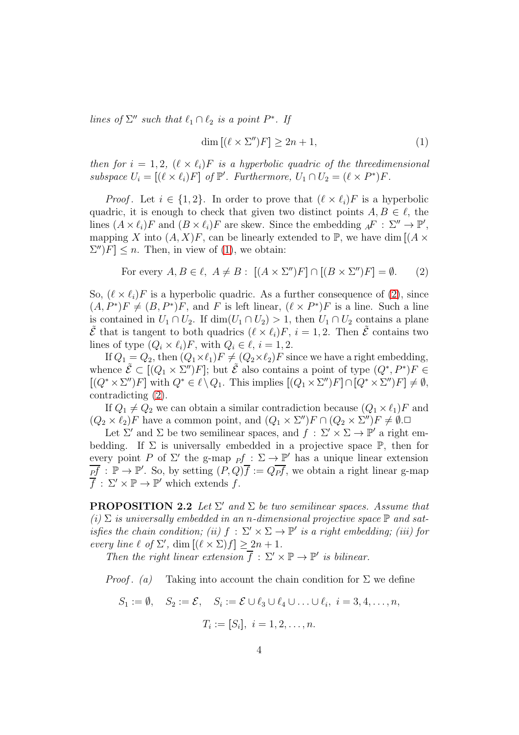*lines of $\Sigma''$ such that $\ell_1 \cap \ell_2$ is a point $P^*$. If*

$$\dim [(\ell \times \Sigma'')F] \geq 2n + 1, \tag{1}$$

*then for $i = 1, 2$, $(\ell \times \ell_i)F$ is a hyperbolic quadric of the threedimensional subspace $U_i = [(\ell \times \ell_i)F]$ of $\mathbb{P}'$. Furthermore, $U_1 \cap U_2 = (\ell \times P^*)F$.*

*Proof*. Let $i \in \{1, 2\}$. In order to prove that $(\ell \times \ell_i)F$ is a hyperbolic quadric, it is enough to check that given two distinct points $A, B \in \ell$, the lines $(A \times \ell_i)F$ and $(B \times \ell_i)F$ are skew. Since the embedding ${}_AF : \Sigma'' \to \mathbb{P}'$, mapping $X$ into $(A, X)F$, can be linearly extended to $\mathbb{P}$, we have $\dim [(A \times \Sigma'')F] \leq n$. Then, in view of (1), we obtain:

$$\text{For every } A, B \in \ell,\ A \neq B:\ [(A \times \Sigma'')F] \cap [(B \times \Sigma'')F] = \emptyset. \tag{2}$$

So, $(\ell \times \ell_i)F$ is a hyperbolic quadric. As a further consequence of (2), since $(A, P^*)F \neq (B, P^*)F$, and $F$ is left linear, $(\ell \times P^*)F$ is a line. Such a line is contained in $U_1 \cap U_2$. If $\dim(U_1 \cap U_2) > 1$, then $U_1 \cap U_2$ contains a plane $\tilde{\mathcal{E}}$ that is tangent to both quadrics $(\ell \times \ell_i)F$, $i = 1, 2$. Then $\tilde{\mathcal{E}}$ contains two lines of type $(Q_i \times \ell_i)F$, with $Q_i \in \ell$, $i = 1, 2$.

If $Q_1 = Q_2$, then $(Q_1 \times \ell_1)F \neq (Q_2 \times \ell_2)F$ since we have a right embedding, whence $\tilde{\mathcal{E}} \subset [(Q_1 \times \Sigma'')F]$; but $\tilde{\mathcal{E}}$ also contains a point of type $(Q^*, P^*)F \in [(Q^* \times \Sigma'')F]$ with $Q^* \in \ell \setminus Q_1$. This implies $[(Q_1 \times \Sigma'')F] \cap [Q^* \times \Sigma'')F] \neq \emptyset$, contradicting (2).

If $Q_1 \neq Q_2$ we can obtain a similar contradiction because $(Q_1 \times \ell_1)F$ and $(Q_2 \times \ell_2)F$ have a common point, and $(Q_1 \times \Sigma'')F \cap (Q_2 \times \Sigma'')F \neq \emptyset$.$\square$

Let $\Sigma'$ and $\Sigma$ be two semilinear spaces, and $f : \Sigma' \times \Sigma \to \mathbb{P}'$ a right embedding. If $\Sigma$ is universally embedded in a projective space $\mathbb{P}$, then for every point $P$ of $\Sigma'$ the g-map ${}_Pf : \Sigma \to \mathbb{P}'$ has a unique linear extension $\overline{{}_Pf} : \mathbb{P} \to \mathbb{P}'$. So, by setting $(P, Q)\overline{f} := Q\overline{{}_Pf}$, we obtain a right linear g-map $\overline{f} : \Sigma' \times \mathbb{P} \to \mathbb{P}'$ which extends $f$.

**PROPOSITION 2.2** *Let $\Sigma'$ and $\Sigma$ be two semilinear spaces. Assume that (i) $\Sigma$ is universally embedded in an $n$-dimensional projective space $\mathbb{P}$ and satisfies the chain condition; (ii) $f : \Sigma' \times \Sigma \to \mathbb{P}'$ is a right embedding; (iii) for every line $\ell$ of $\Sigma'$, $\dim [(\ell \times \Sigma)f] \geq 2n + 1$.*

*Then the right linear extension $\overline{f} : \Sigma' \times \mathbb{P} \to \mathbb{P}'$ is bilinear.*

*Proof*. *(a)* Taking into account the chain condition for $\Sigma$ we define

$$S_1 := \emptyset, \quad S_2 := \mathcal{E}, \quad S_i := \mathcal{E} \cup \ell_3 \cup \ell_4 \cup \ldots \cup \ell_i,\ i = 3, 4, \ldots, n,$$

$$T_i := [S_i],\ i = 1, 2, \ldots, n.$$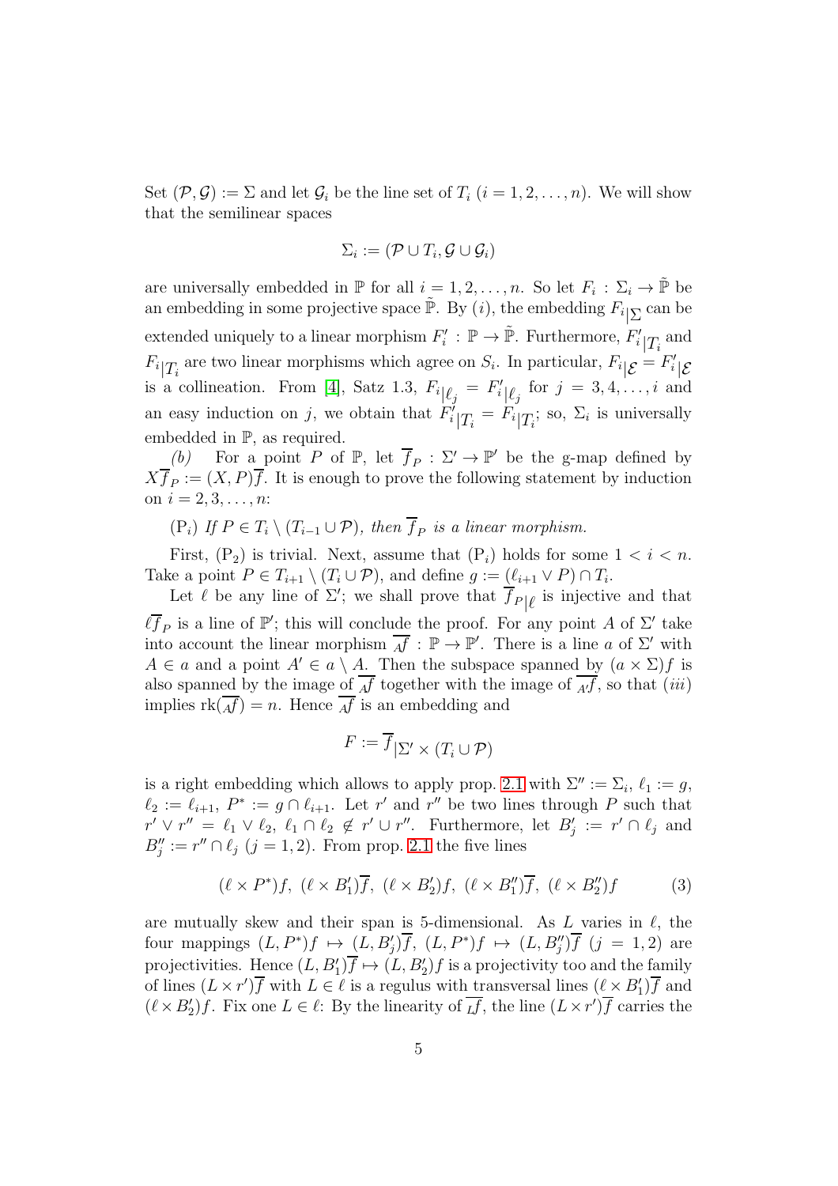Set $(\mathcal{P}, \mathcal{G}) := \Sigma$ and let $\mathcal{G}_i$ be the line set of $T_i$ $(i = 1, 2, \ldots, n)$. We will show that the semilinear spaces

$$\Sigma_i := (\mathcal{P} \cup T_i, \mathcal{G} \cup \mathcal{G}_i)$$

are universally embedded in $\mathbb{P}$ for all $i = 1, 2, \ldots, n$. So let $F_i : \Sigma_i \to \tilde{\mathbb{P}}$ be an embedding in some projective space $\tilde{\mathbb{P}}$. By $(i)$, the embedding $F_{i|\Sigma}$ can be extended uniquely to a linear morphism $F_i' : \mathbb{P} \to \tilde{\mathbb{P}}$. Furthermore, $F'_{i|T_i}$ and $F_{i|T_i}$ are two linear morphisms which agree on $S_i$. In particular, $F_{i|\mathcal{E}} = F'_{i|\mathcal{E}}$ is a collineation. From [4], Satz 1.3, $F_{i|\ell_j} = F'_{i|\ell_j}$ for $j = 3, 4, \ldots, i$ and an easy induction on $j$, we obtain that $F'_{i|T_i} = F_{i|T_i}$; so, $\Sigma_i$ is universally embedded in $\mathbb{P}$, as required.

*(b)* For a point $P$ of $\mathbb{P}$, let $\overline{f}_P : \Sigma' \to \mathbb{P}'$ be the g-map defined by $X\overline{f}_P := (X, P)\overline{f}$. It is enough to prove the following statement by induction on $i = 2, 3, \ldots, n$:

($\mathrm{P}_i$) *If $P \in T_i \setminus (T_{i-1} \cup \mathcal{P})$, then $\overline{f}_P$ is a linear morphism.*

First, ($\mathrm{P}_2$) is trivial. Next, assume that ($\mathrm{P}_i$) holds for some $1 < i < n$. Take a point $P \in T_{i+1} \setminus (T_i \cup \mathcal{P})$, and define $g := (\ell_{i+1} \vee P) \cap T_i$.

Let $\ell$ be any line of $\Sigma'$; we shall prove that $\overline{f}_{P|\ell}$ is injective and that $\ell\overline{f}_P$ is a line of $\mathbb{P}'$; this will conclude the proof. For any point $A$ of $\Sigma'$ take into account the linear morphism $\overline{{}_Af} : \mathbb{P} \to \mathbb{P}'$. There is a line $a$ of $\Sigma'$ with $A \in a$ and a point $A' \in a \setminus A$. Then the subspace spanned by $(a \times \Sigma)f$ is also spanned by the image of $\overline{{}_Af}$ together with the image of $\overline{{}_{A'}f}$, so that $(iii)$ implies $\mathrm{rk}(\overline{{}_Af}) = n$. Hence $\overline{{}_Af}$ is an embedding and

$$F := \overline{f}_{|\Sigma' \times (T_i \cup \mathcal{P})}$$

is a right embedding which allows to apply prop. 2.1 with $\Sigma'' := \Sigma_i$, $\ell_1 := g$, $\ell_2 := \ell_{i+1}$, $P^* := g \cap \ell_{i+1}$. Let $r'$ and $r''$ be two lines through $P$ such that $r' \vee r'' = \ell_1 \vee \ell_2$, $\ell_1 \cap \ell_2 \notin r' \cup r''$. Furthermore, let $B_j' := r' \cap \ell_j$ and $B_j'' := r'' \cap \ell_j$ $(j = 1, 2)$. From prop. 2.1 the five lines

$$(\ell \times P^*)f,\ (\ell \times B_1')\overline{f},\ (\ell \times B_2')f,\ (\ell \times B_1'')\overline{f},\ (\ell \times B_2'')f \tag{3}$$

are mutually skew and their span is 5-dimensional. As $L$ varies in $\ell$, the four mappings $(L, P^*)f \mapsto (L, B_j')\overline{f}$, $(L, P^*)f \mapsto (L, B_j'')\overline{f}$ $(j = 1, 2)$ are projectivities. Hence $(L, B_1')\overline{f} \mapsto (L, B_2')f$ is a projectivity too and the family of lines $(L \times r')\overline{f}$ with $L \in \ell$ is a regulus with transversal lines $(\ell \times B_1')\overline{f}$ and $(\ell \times B_2')f$. Fix one $L \in \ell$: By the linearity of $\overline{{}_Lf}$, the line $(L \times r')\overline{f}$ carries the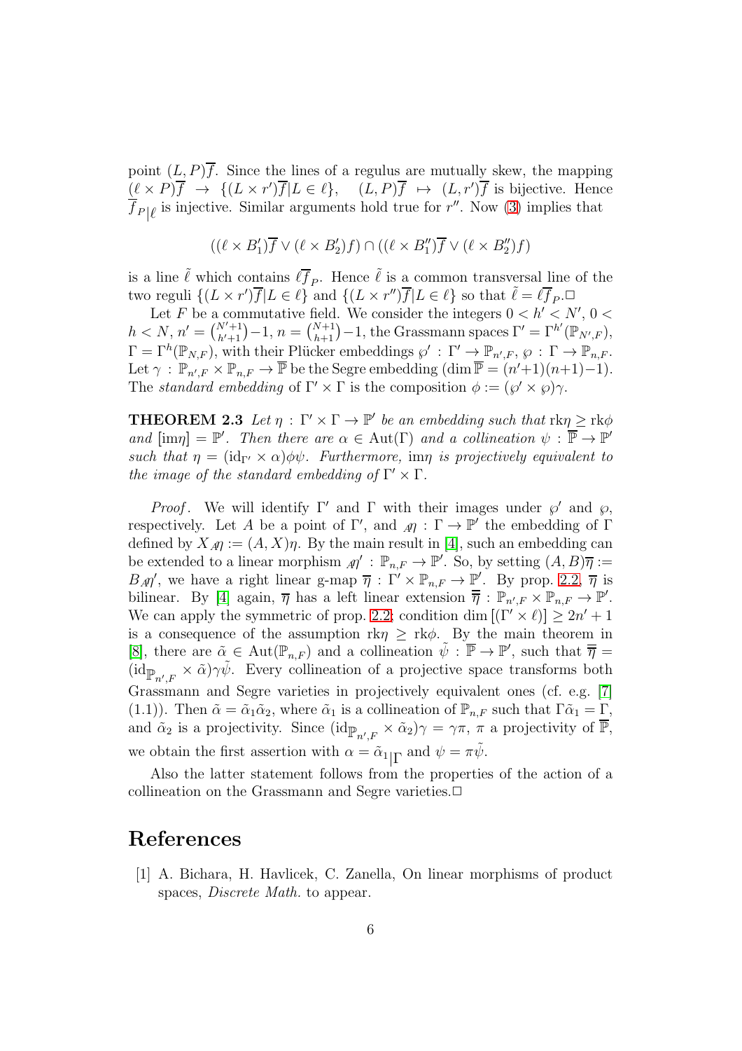point $(L, P)\overline{f}$. Since the lines of a regulus are mutually skew, the mapping $(\ell \times P)\overline{f} \rightarrow \{(L \times r')\overline{f} | L \in \ell\}$, $\quad (L, P)\overline{f} \mapsto (L, r')\overline{f}$ is bijective. Hence $\overline{f}_{P|\ell}$ is injective. Similar arguments hold true for $r''$. Now (3) implies that

$$((\ell \times B_1')\overline{f} \vee (\ell \times B_2')f) \cap ((\ell \times B_1'')\overline{f} \vee (\ell \times B_2'')f)$$

is a line $\tilde{\ell}$ which contains $\ell \overline{f}_P$. Hence $\tilde{\ell}$ is a common transversal line of the two reguli $\{(L \times r')\overline{f} | L \in \ell\}$ and $\{(L \times r'')\overline{f} | L \in \ell\}$ so that $\tilde{\ell} = \ell \overline{f}_P$.□

Let $F$ be a commutative field. We consider the integers $0 < h' < N'$, $0 < h < N$, $n' = \binom{N'+1}{h'+1} - 1$, $n = \binom{N+1}{h+1} - 1$, the Grassmann spaces $\Gamma' = \Gamma^{h'}(\mathbb{P}_{N',F})$, $\Gamma = \Gamma^{h}(\mathbb{P}_{N,F})$, with their Plücker embeddings $\wp' : \Gamma' \rightarrow \mathbb{P}_{n',F}$, $\wp : \Gamma \rightarrow \mathbb{P}_{n,F}$. Let $\gamma : \mathbb{P}_{n',F} \times \mathbb{P}_{n,F} \rightarrow \overline{\mathbb{P}}$ be the Segre embedding ($\dim \overline{\mathbb{P}} = (n'+1)(n+1) - 1$). The *standard embedding* of $\Gamma' \times \Gamma$ is the composition $\phi := (\wp' \times \wp)\gamma$.

**THEOREM 2.3** *Let $\eta : \Gamma' \times \Gamma \rightarrow \mathbb{P}'$ be an embedding such that $\mathrm{rk}\eta \geq \mathrm{rk}\phi$ and $[\mathrm{im}\eta] = \mathbb{P}'$. Then there are $\alpha \in \mathrm{Aut}(\Gamma)$ and a collineation $\psi : \overline{\mathbb{P}} \rightarrow \mathbb{P}'$ such that $\eta = (\mathrm{id}_{\Gamma'} \times \alpha)\phi\psi$. Furthermore, $\mathrm{im}\eta$ is projectively equivalent to the image of the standard embedding of $\Gamma' \times \Gamma$.*

*Proof.* We will identify $\Gamma'$ and $\Gamma$ with their images under $\wp'$ and $\wp$, respectively. Let $A$ be a point of $\Gamma'$, and ${}_A\eta : \Gamma \rightarrow \mathbb{P}'$ the embedding of $\Gamma$ defined by $X_A\eta := (A, X)\eta$. By the main result in [4], such an embedding can be extended to a linear morphism ${}_A\eta' : \mathbb{P}_{n,F} \rightarrow \mathbb{P}'$. So, by setting $(A, B)\overline{\eta} := B_A\eta'$, we have a right linear g-map $\overline{\eta} : \Gamma' \times \mathbb{P}_{n,F} \rightarrow \mathbb{P}'$. By prop. 2.2, $\overline{\eta}$ is bilinear. By [4] again, $\overline{\eta}$ has a left linear extension $\overline{\overline{\eta}} : \mathbb{P}_{n',F} \times \mathbb{P}_{n,F} \rightarrow \mathbb{P}'$. We can apply the symmetric of prop. 2.2; condition $\dim[(\Gamma' \times \ell)] \geq 2n' + 1$ is a consequence of the assumption $\mathrm{rk}\eta \geq \mathrm{rk}\phi$. By the main theorem in [8], there are $\tilde{\alpha} \in \mathrm{Aut}(\mathbb{P}_{n,F})$ and a collineation $\tilde{\psi} : \overline{\mathbb{P}} \rightarrow \mathbb{P}'$, such that $\overline{\overline{\eta}} = (\mathrm{id}_{\mathbb{P}_{n',F}} \times \tilde{\alpha})\gamma\tilde{\psi}$. Every collineation of a projective space transforms both Grassmann and Segre varieties in projectively equivalent ones (cf. e.g. [7] (1.1)). Then $\tilde{\alpha} = \tilde{\alpha}_1\tilde{\alpha}_2$, where $\tilde{\alpha}_1$ is a collineation of $\mathbb{P}_{n,F}$ such that $\Gamma\tilde{\alpha}_1 = \Gamma$, and $\tilde{\alpha}_2$ is a projectivity. Since $(\mathrm{id}_{\mathbb{P}_{n',F}} \times \tilde{\alpha}_2)\gamma = \gamma\pi$, $\pi$ a projectivity of $\overline{\mathbb{P}}$, we obtain the first assertion with $\alpha = \tilde{\alpha}_{1|\Gamma}$ and $\psi = \pi\tilde{\psi}$.

Also the latter statement follows from the properties of the action of a collineation on the Grassmann and Segre varieties.□

# References

[1] A. Bichara, H. Havlicek, C. Zanella, On linear morphisms of product spaces, *Discrete Math.* to appear.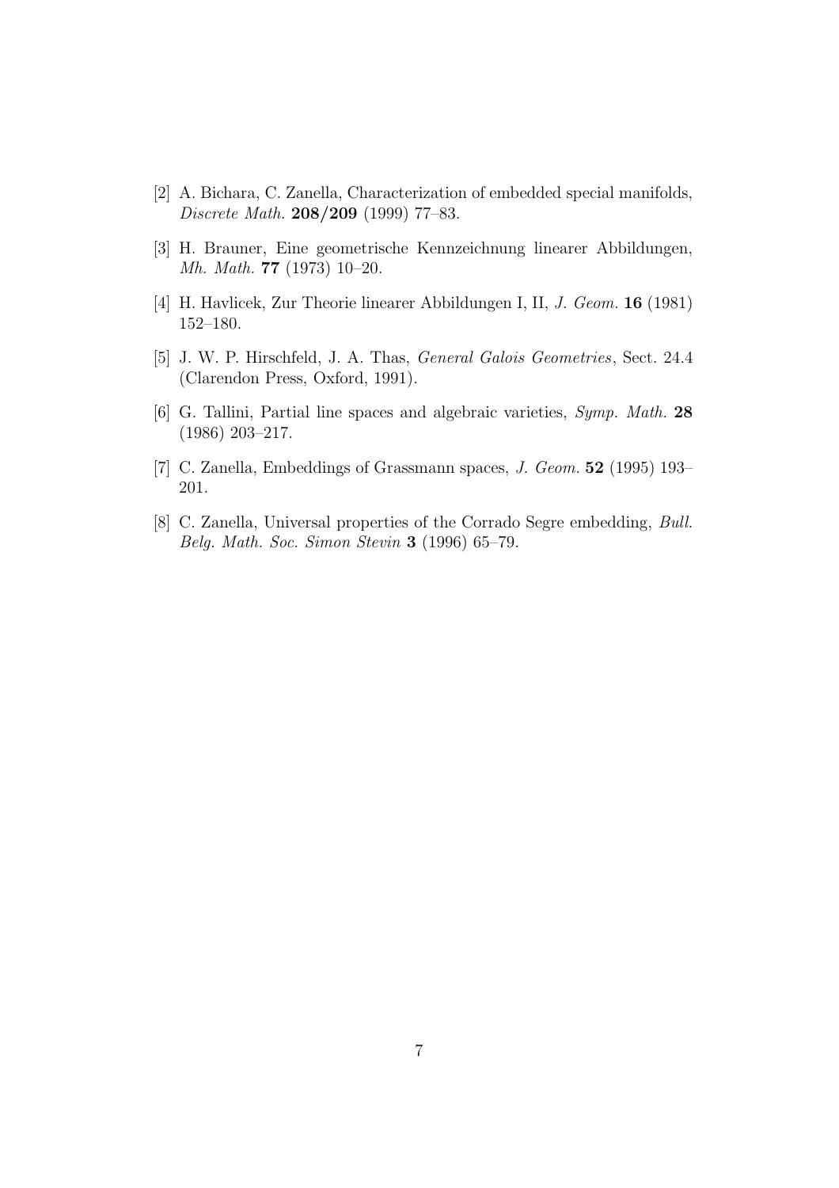[2] A. Bichara, C. Zanella, Characterization of embedded special manifolds, *Discrete Math.* **208/209** (1999) 77–83.

[3] H. Brauner, Eine geometrische Kennzeichnung linearer Abbildungen, *Mh. Math.* **77** (1973) 10–20.

[4] H. Havlicek, Zur Theorie linearer Abbildungen I, II, *J. Geom.* **16** (1981) 152–180.

[5] J. W. P. Hirschfeld, J. A. Thas, *General Galois Geometries*, Sect. 24.4 (Clarendon Press, Oxford, 1991).

[6] G. Tallini, Partial line spaces and algebraic varieties, *Symp. Math.* **28** (1986) 203–217.

[7] C. Zanella, Embeddings of Grassmann spaces, *J. Geom.* **52** (1995) 193–201.

[8] C. Zanella, Universal properties of the Corrado Segre embedding, *Bull. Belg. Math. Soc. Simon Stevin* **3** (1996) 65–79.